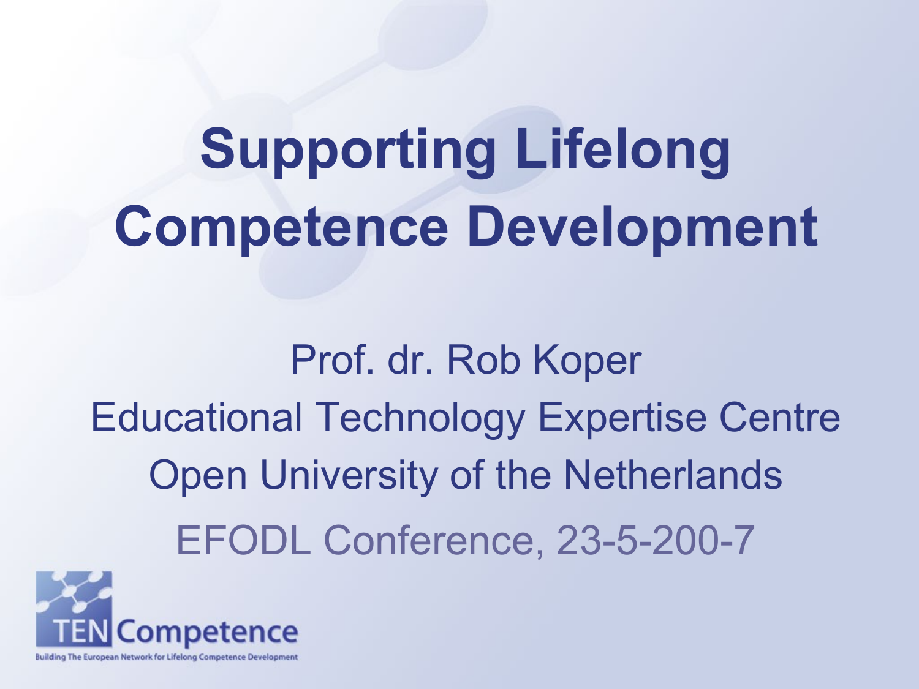# Supporting Lifelong Competence Development

Prof. dr. Rob Koper

Educational Technology Expertise Centre

Open University of the Netherlands

EFODL Conference, 23-5-200-7

TENCompetence

Building The European Network for Lifelong Competence Development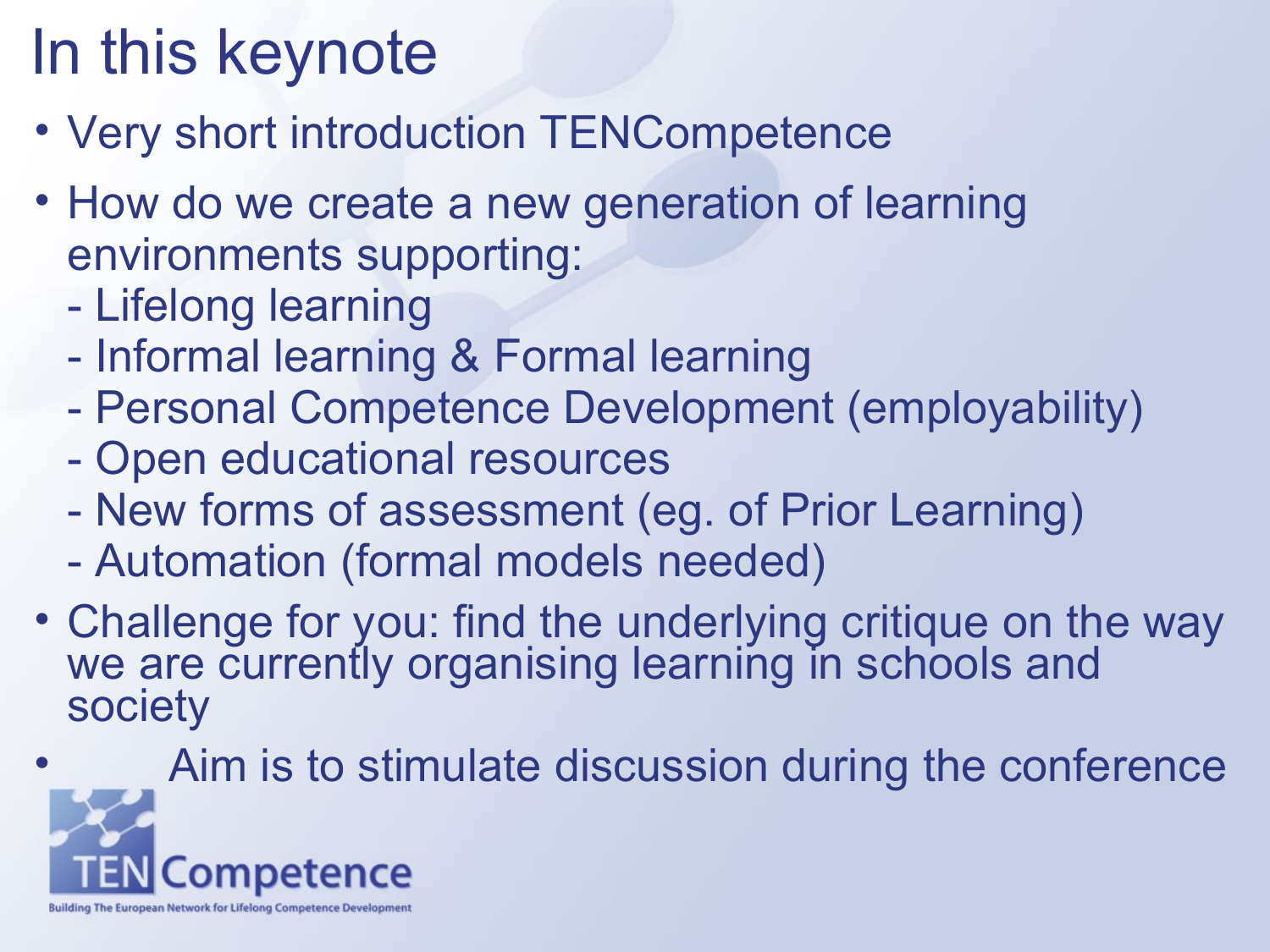# In this keynote

- Very short introduction TENCompetence
- How do we create a new generation of learning environments supporting:
  - Lifelong learning
  - Informal learning & Formal learning
  - Personal Competence Development (employability)
  - Open educational resources
  - New forms of assessment (eg. of Prior Learning)
  - Automation (formal models needed)
- Challenge for you: find the underlying critique on the way we are currently organising learning in schools and society
- Aim is to stimulate discussion during the conference

TENCompetence

Building The European Network for Lifelong Competence Development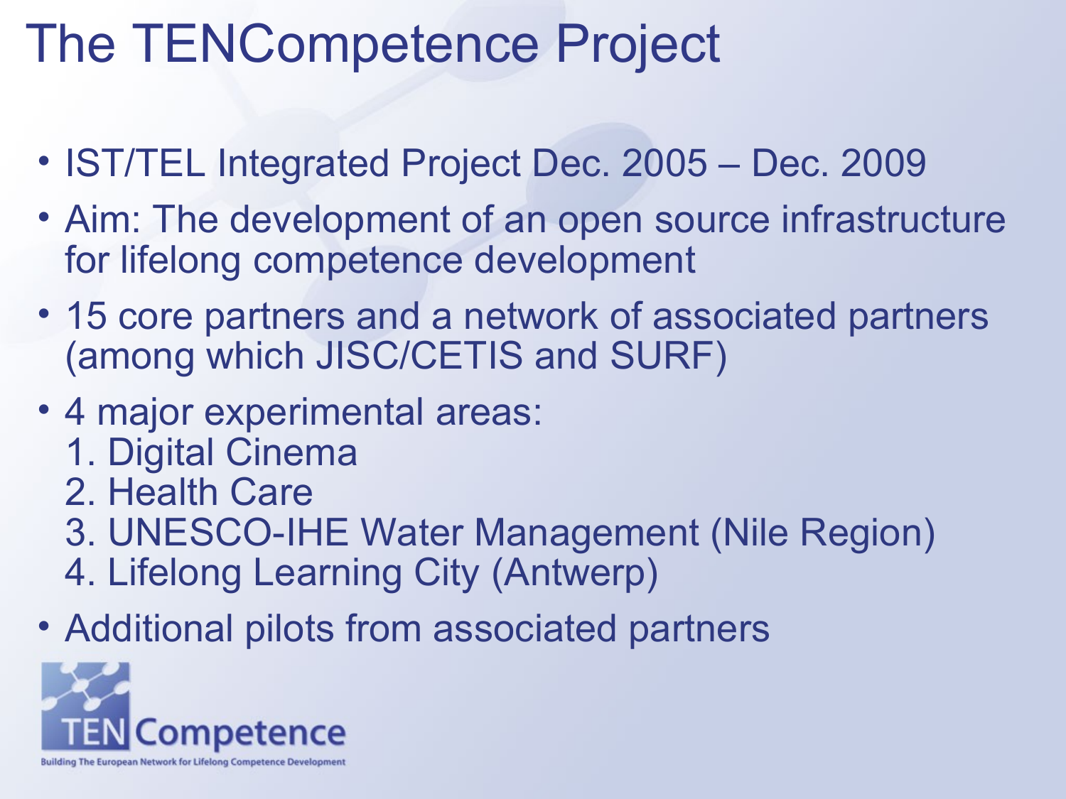# The TENCompetence Project

- IST/TEL Integrated Project Dec. 2005 – Dec. 2009
- Aim: The development of an open source infrastructure for lifelong competence development
- 15 core partners and a network of associated partners (among which JISC/CETIS and SURF)
- 4 major experimental areas:
  1. Digital Cinema
  2. Health Care
  3. UNESCO-IHE Water Management (Nile Region)
  4. Lifelong Learning City (Antwerp)
- Additional pilots from associated partners

TENCompetence

Building The European Network for Lifelong Competence Development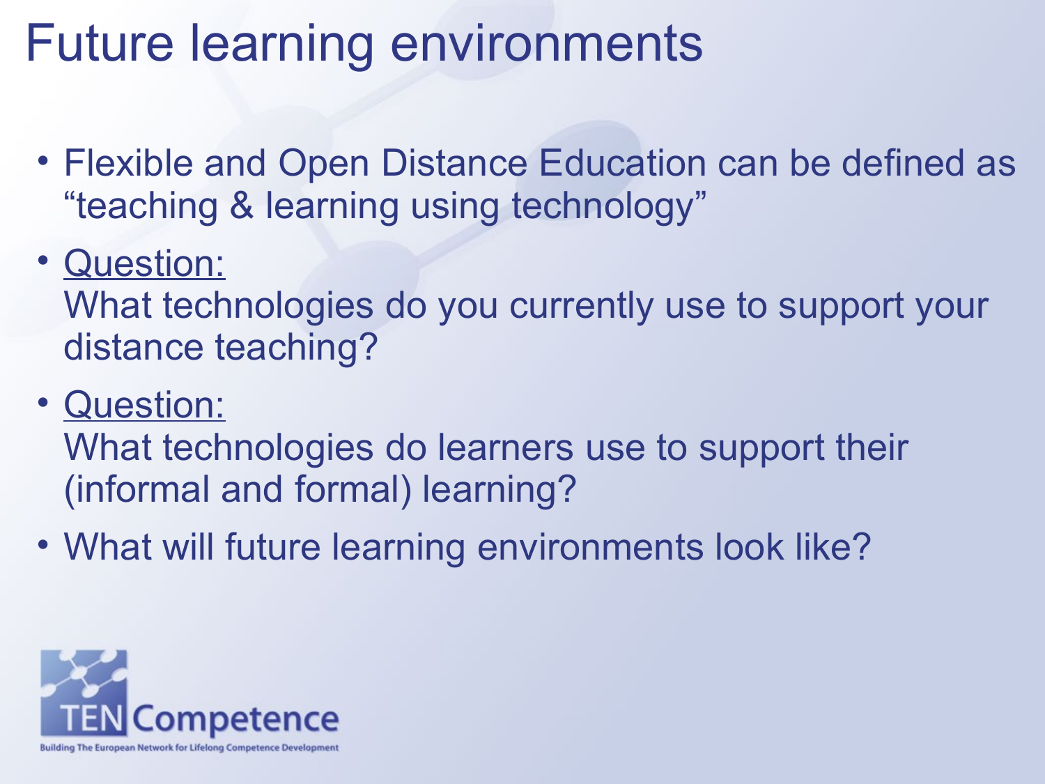# Future learning environments

- Flexible and Open Distance Education can be defined as "teaching & learning using technology"
- Question:
  What technologies do you currently use to support your distance teaching?
- Question:
  What technologies do learners use to support their (informal and formal) learning?
- What will future learning environments look like?

TENCompetence
Building The European Network for Lifelong Competence Development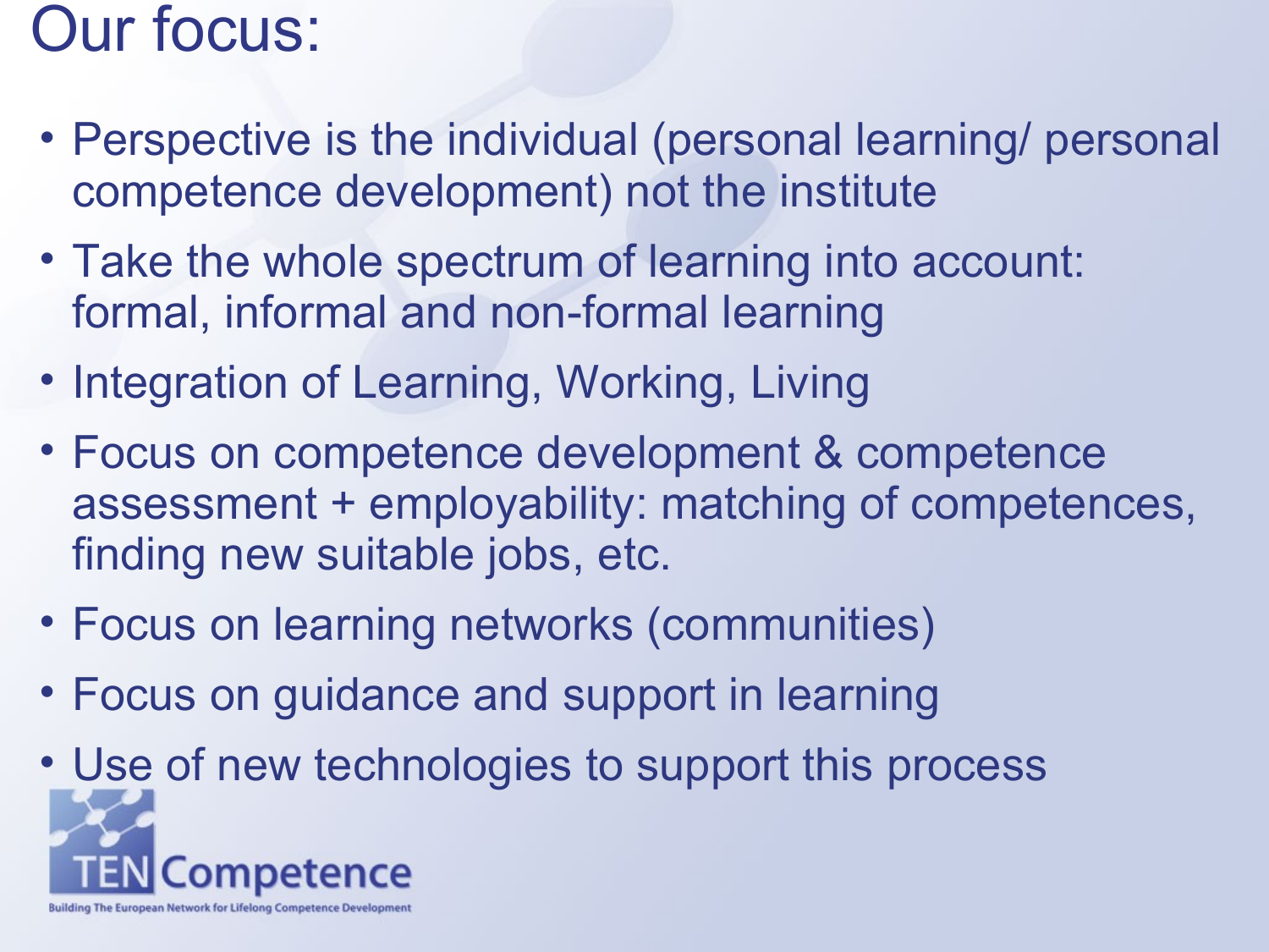# Our focus:

- Perspective is the individual (personal learning/ personal competence development) not the institute
- Take the whole spectrum of learning into account: formal, informal and non-formal learning
- Integration of Learning, Working, Living
- Focus on competence development & competence assessment + employability: matching of competences, finding new suitable jobs, etc.
- Focus on learning networks (communities)
- Focus on guidance and support in learning
- Use of new technologies to support this process

TENCompetence

Building The European Network for Lifelong Competence Development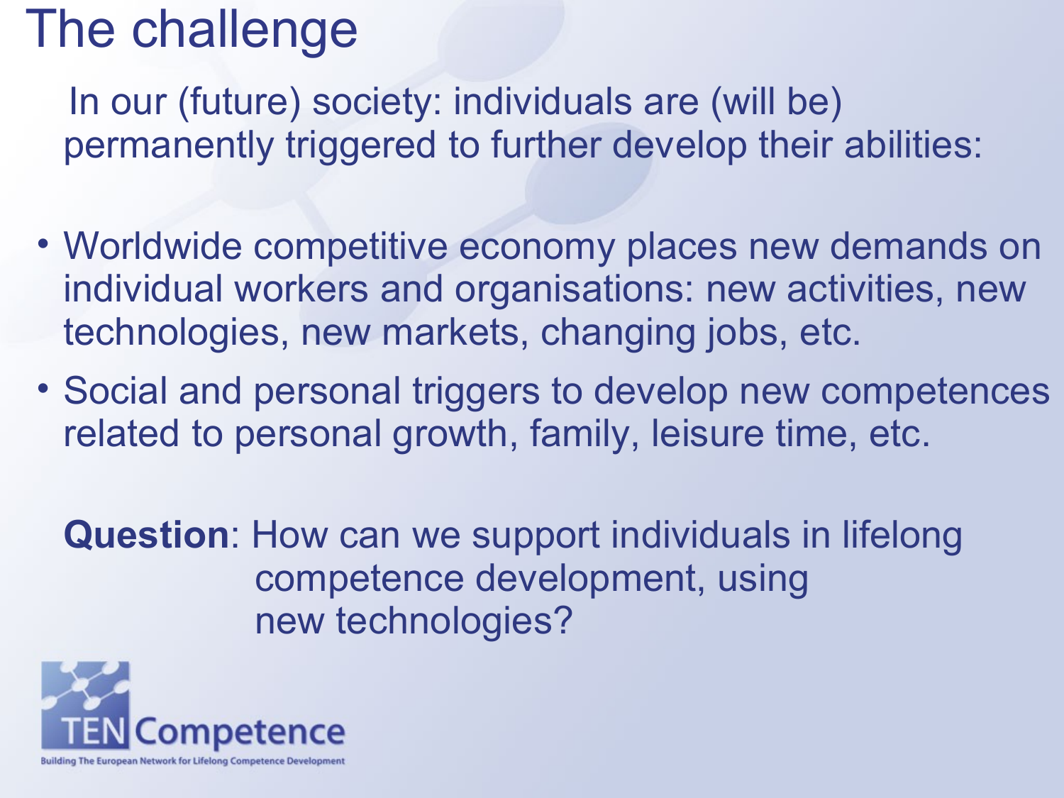# The challenge

In our (future) society: individuals are (will be) permanently triggered to further develop their abilities:

- Worldwide competitive economy places new demands on individual workers and organisations: new activities, new technologies, new markets, changing jobs, etc.
- Social and personal triggers to develop new competences related to personal growth, family, leisure time, etc.

**Question**: How can we support individuals in lifelong competence development, using new technologies?

TENCompetence

Building The European Network for Lifelong Competence Development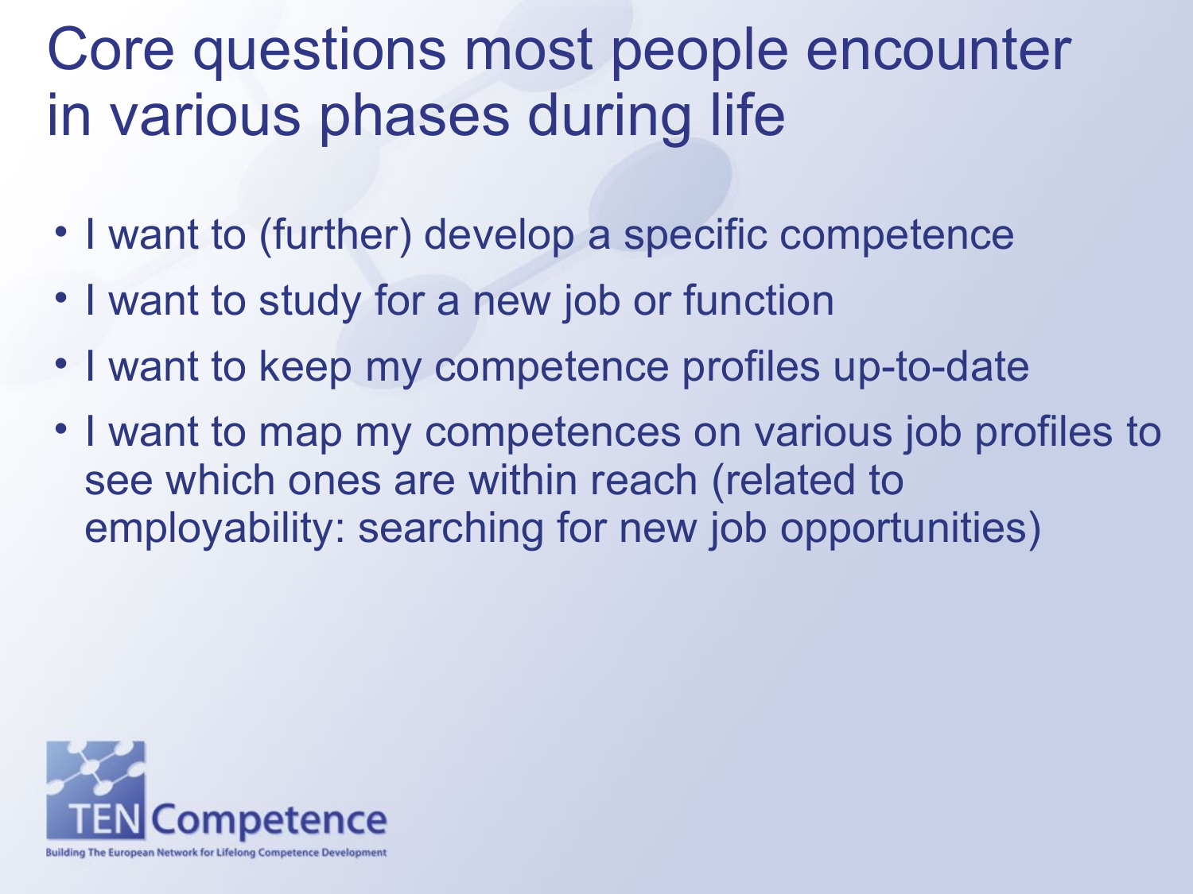# Core questions most people encounter in various phases during life

- I want to (further) develop a specific competence
- I want to study for a new job or function
- I want to keep my competence profiles up-to-date
- I want to map my competences on various job profiles to see which ones are within reach (related to employability: searching for new job opportunities)

TEN Competence

Building The European Network for Lifelong Competence Development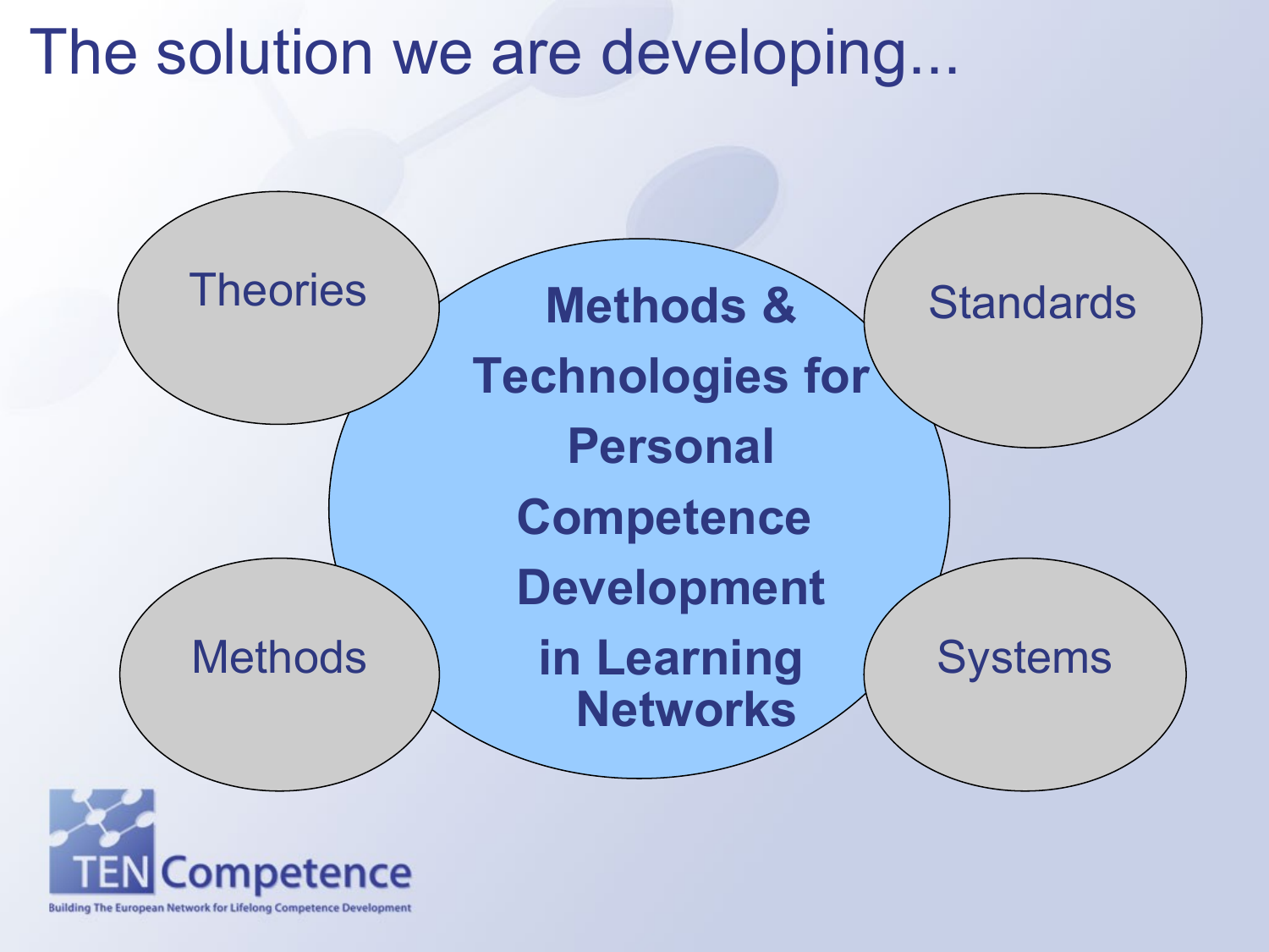# The solution we are developing...

**Methods & Technologies for Personal Competence Development in Learning Networks**

- Theories
- Standards
- Methods
- Systems

TEN Competence

Building The European Network for Lifelong Competence Development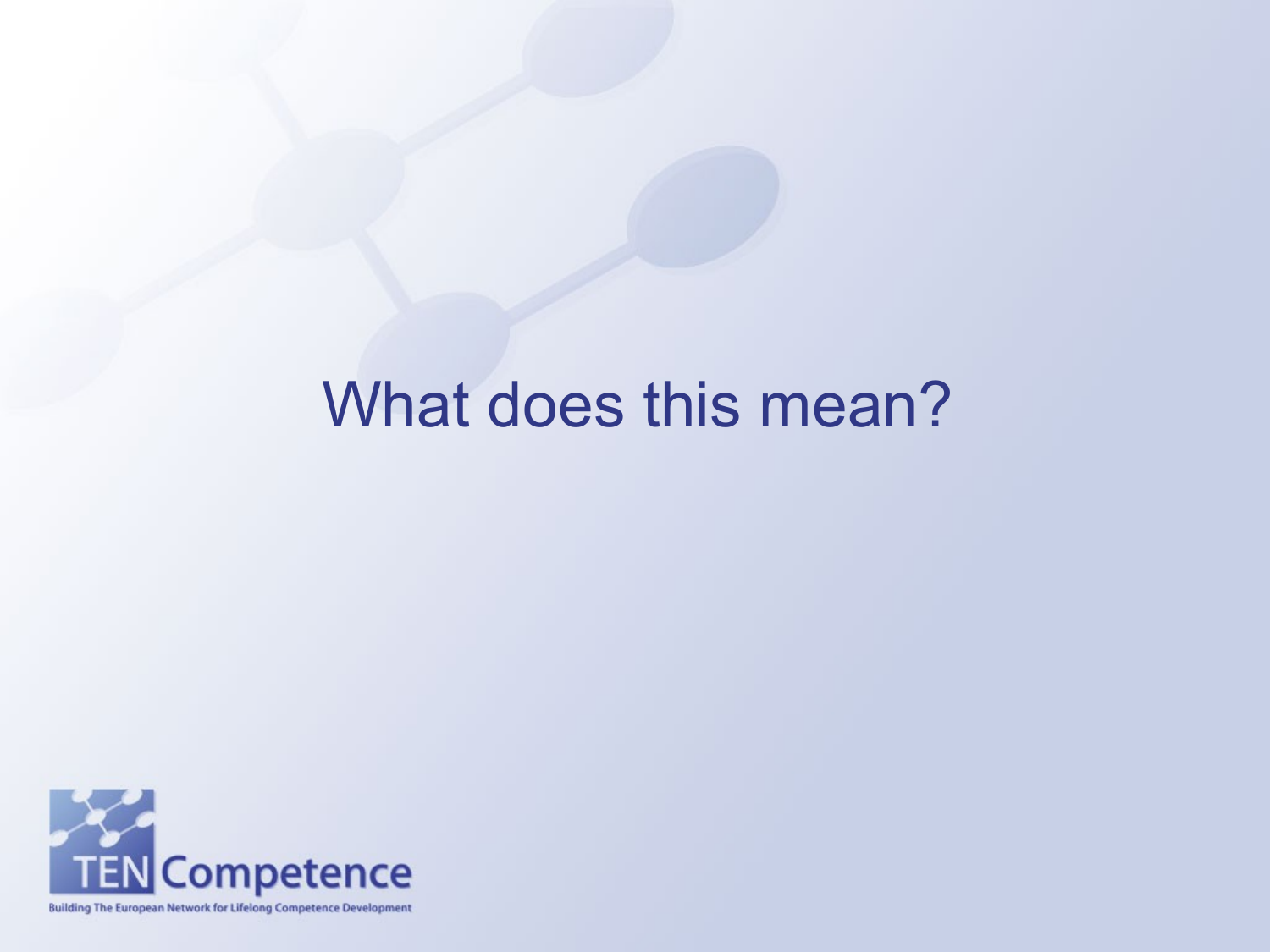# What does this mean?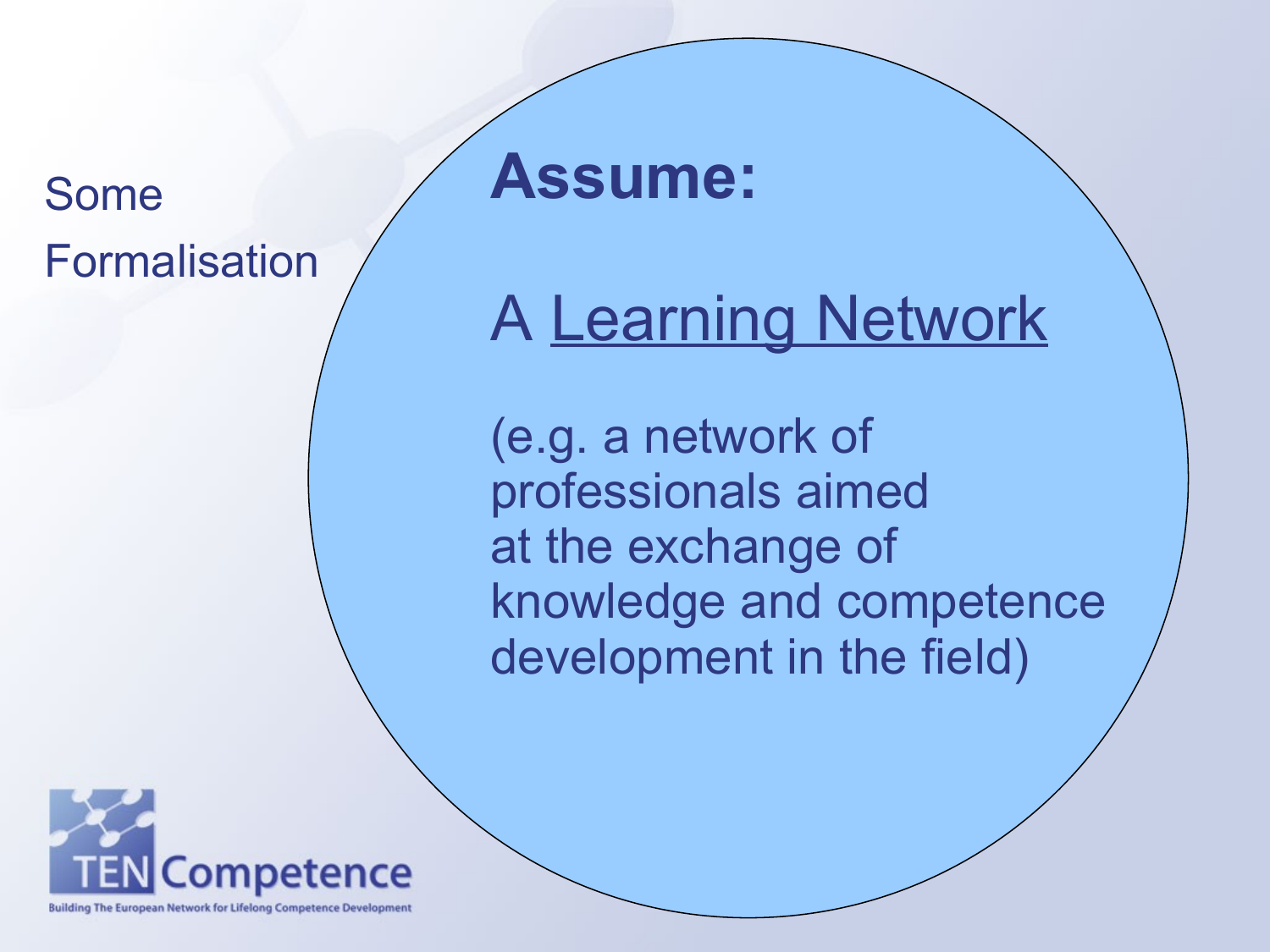Some Formalisation

# Assume:

## A Learning Network

(e.g. a network of professionals aimed at the exchange of knowledge and competence development in the field)

TEN Competence

Building The European Network for Lifelong Competence Development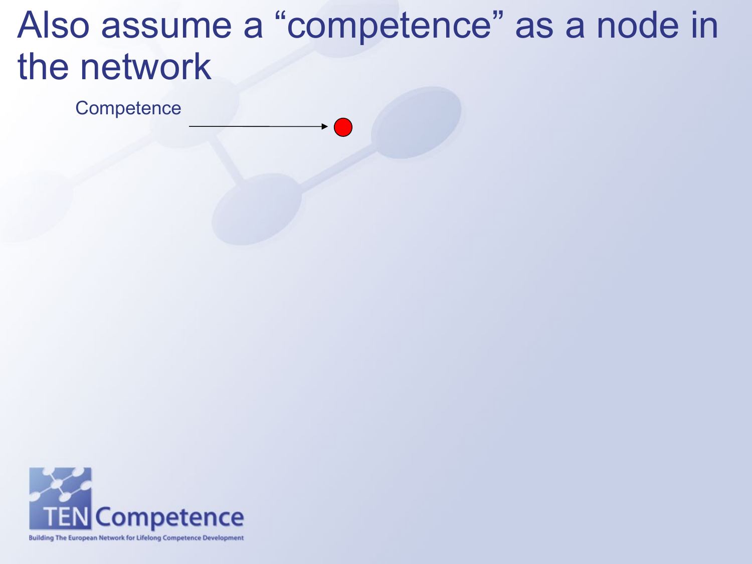# Also assume a "competence" as a node in the network

Competence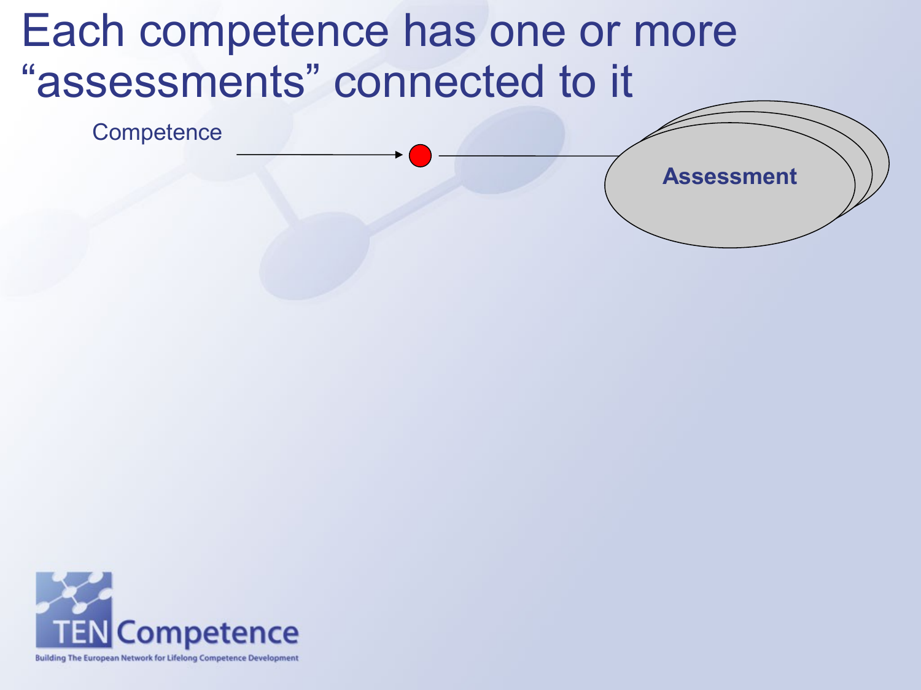# Each competence has one or more "assessments" connected to it

Competence

**Assessment**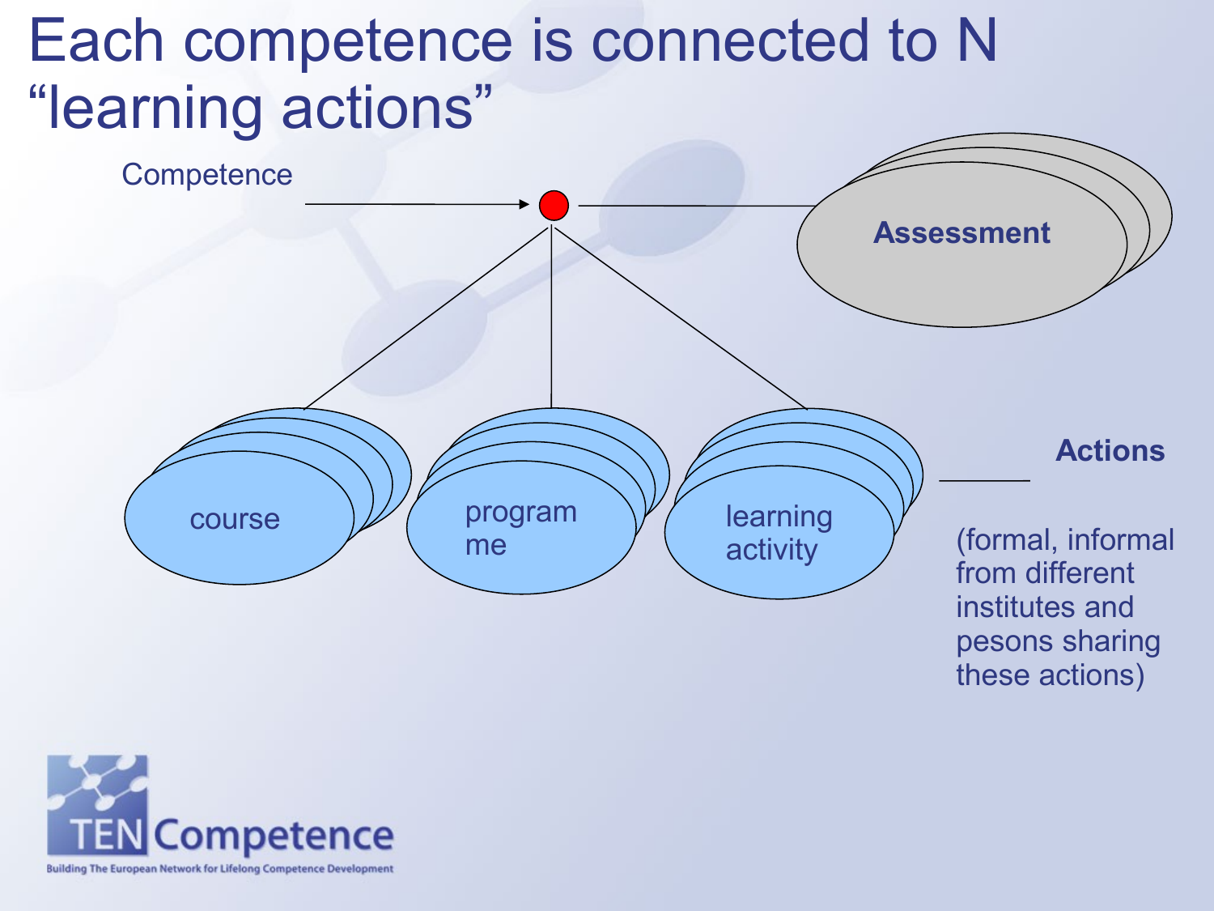# Each competence is connected to N "learning actions"

Competence

Assessment

course

program me

learning activity

**Actions**

(formal, informal from different institutes and pesons sharing these actions)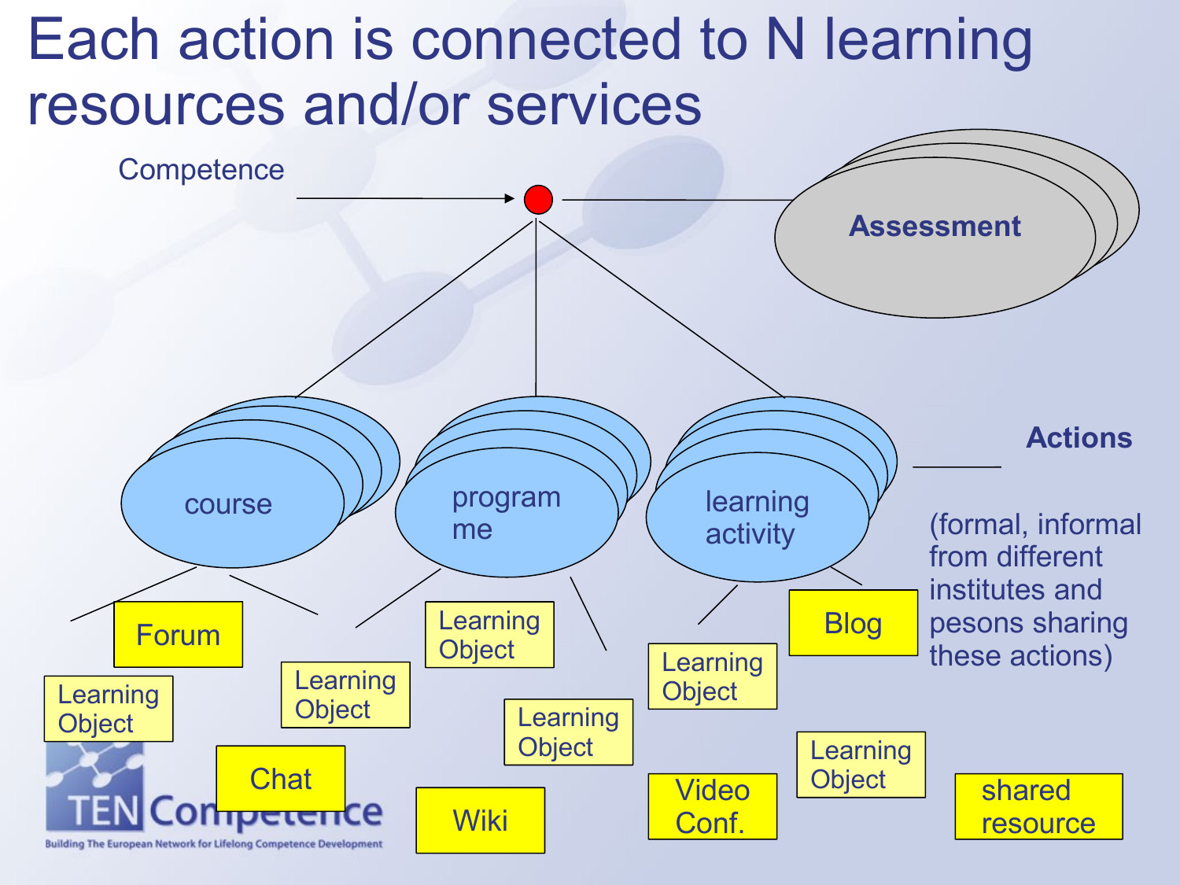# Each action is connected to N learning resources and/or services

Competence

Assessment

course

program me

learning activity

**Actions**

(formal, informal from different institutes and pesons sharing these actions)

Forum

Learning Object

Learning Object

Learning Object

Learning Object

Learning Object

Blog

Learning Object

Chat

Wiki

Video Conf.

shared resource

TEN Competence

Building The European Network for Lifelong Competence Development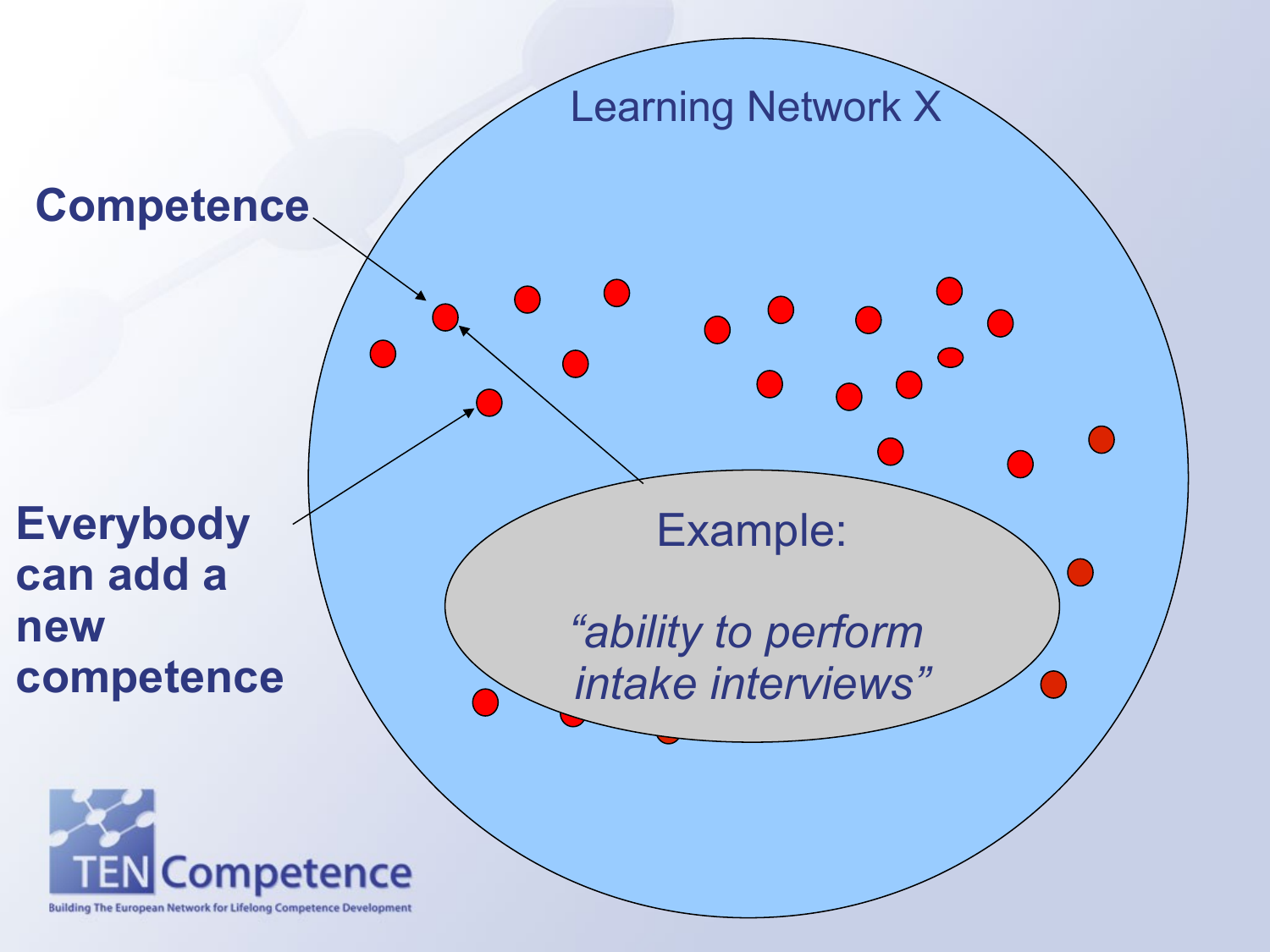Learning Network X

**Competence**

**Everybody can add a new competence**

Example:

*“ability to perform intake interviews”*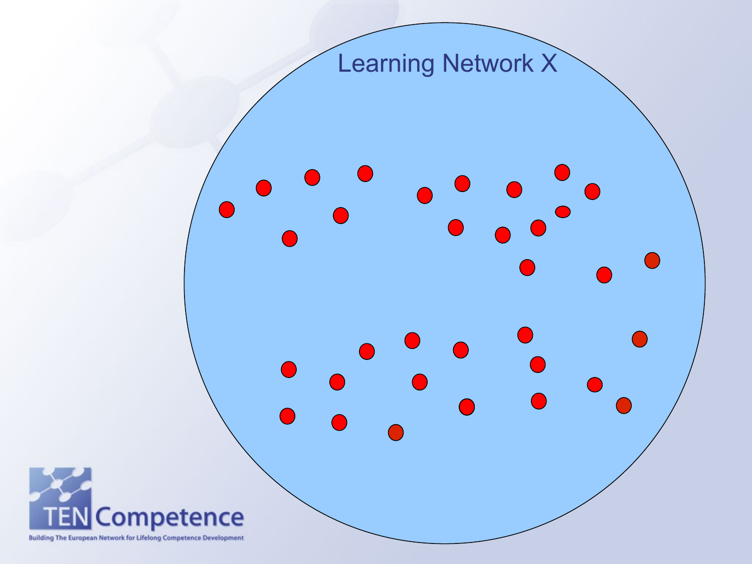# Learning Network X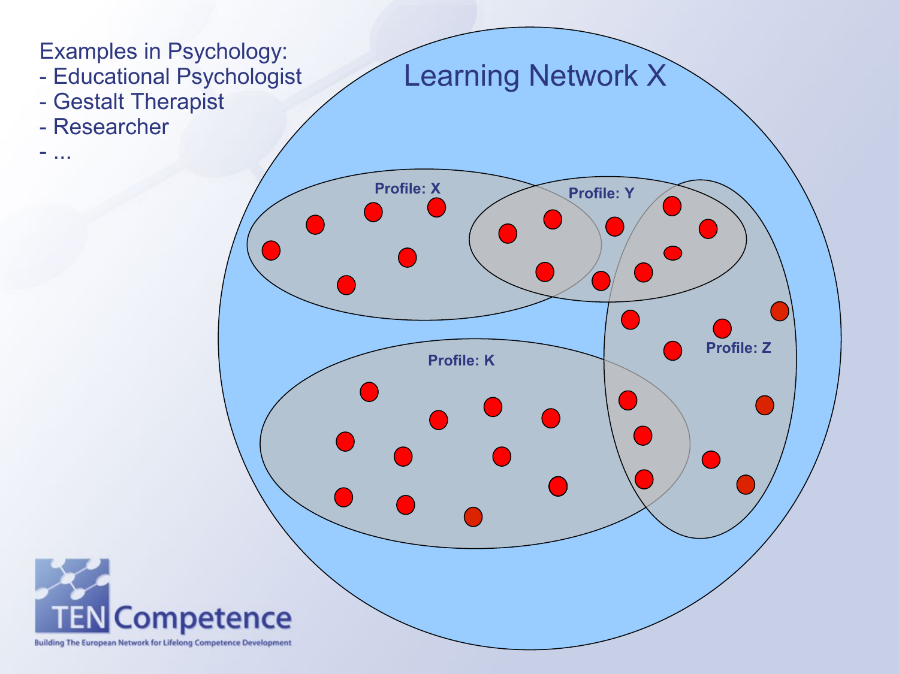Examples in Psychology:
- Educational Psychologist
- Gestalt Therapist
- Researcher
- ...

Learning Network X

Profile: X

Profile: Y

Profile: Z

Profile: K

TEN Competence

Building The European Network for Lifelong Competence Development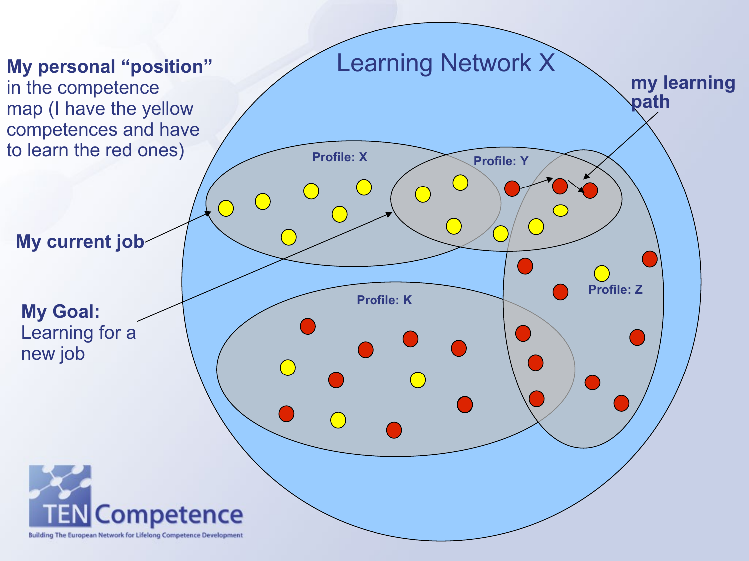Learning Network X

**My personal "position"** in the competence map (I have the yellow competences and have to learn the red ones)

**my learning path**

Profile: X

Profile: Y

Profile: Z

Profile: K

**My current job**

**My Goal:** Learning for a new job

TENCompetence

Building The European Network for Lifelong Competence Development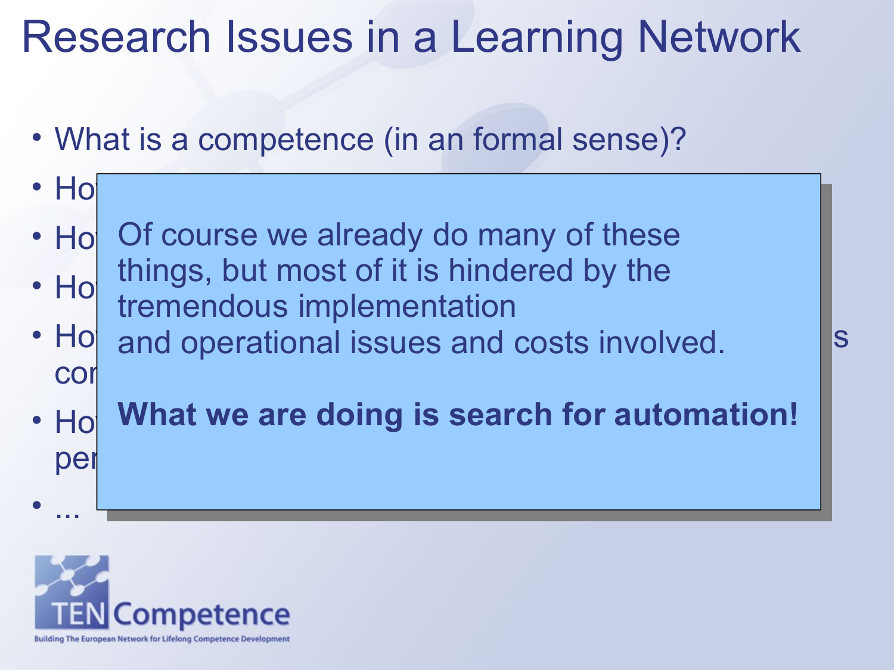# Research Issues in a Learning Network

- What is a competence (in an formal sense)?
- Ho
- Ho
- Ho
- Ho s cor
- Ho per
- ...

Of course we already do many of these things, but most of it is hindered by the tremendous implementation and operational issues and costs involved.

**What we are doing is search for automation!**

TEN Competence

Building The European Network for Lifelong Competence Development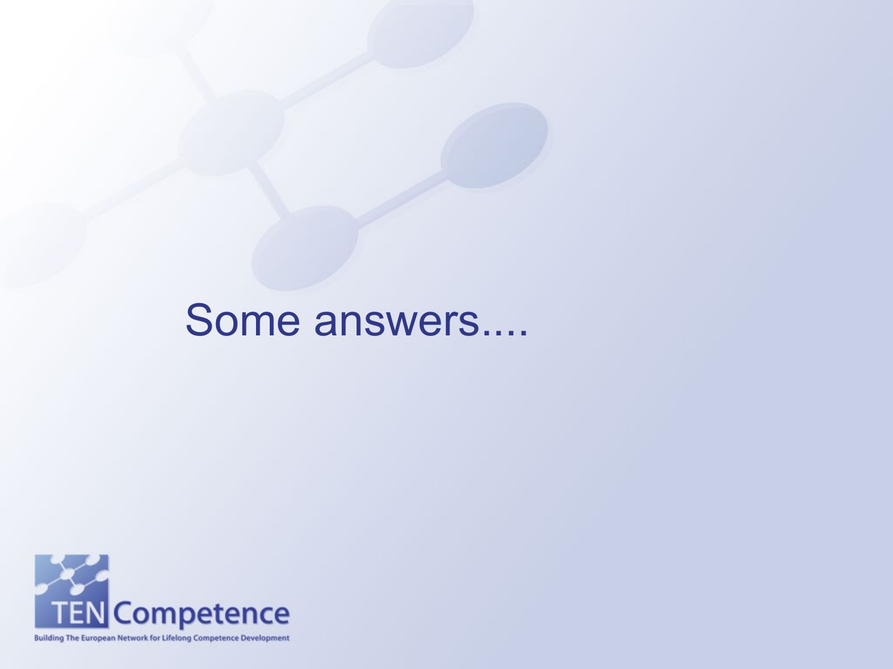# Some answers....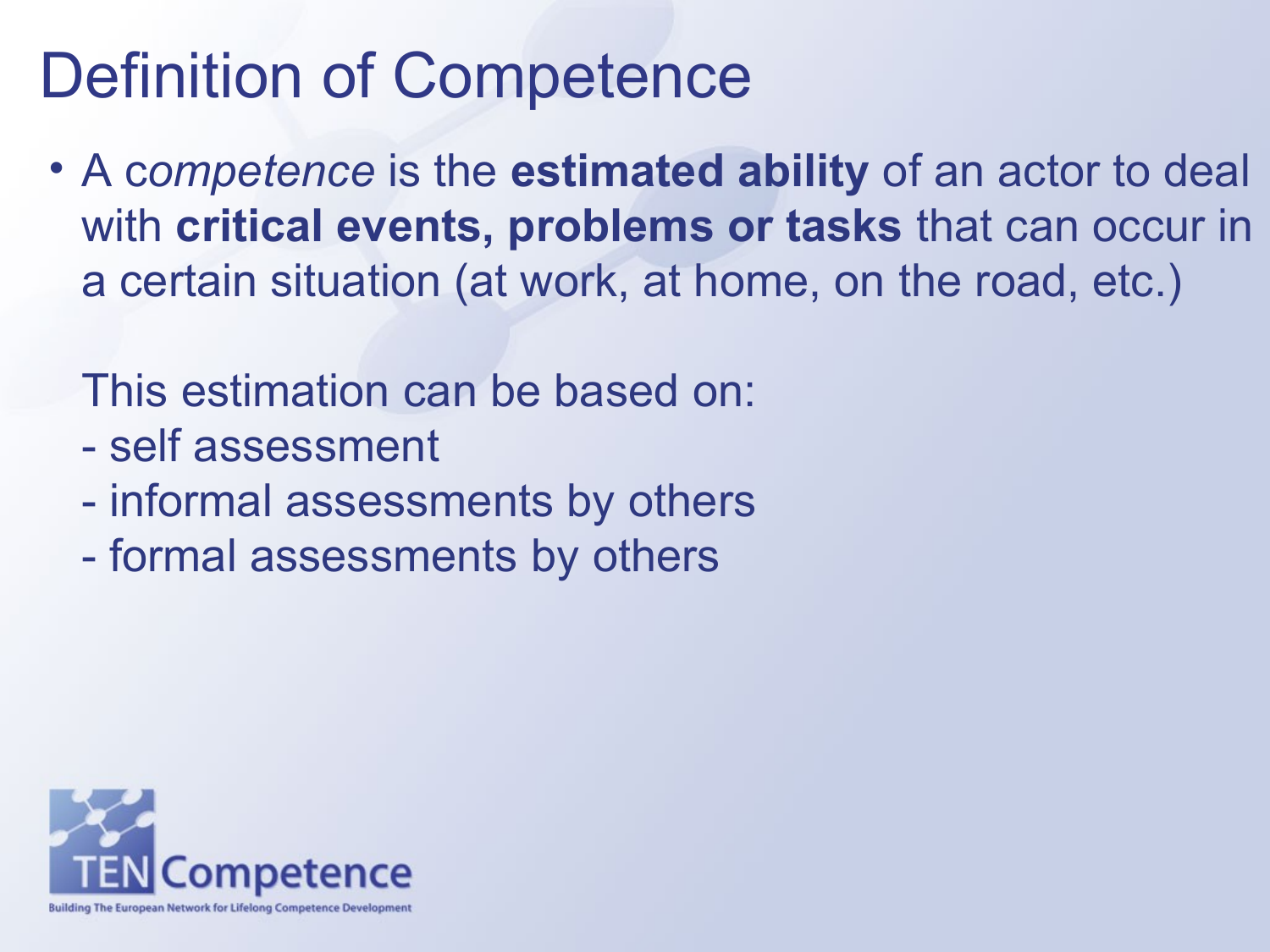# Definition of Competence

- A *competence* is the **estimated ability** of an actor to deal with **critical events, problems or tasks** that can occur in a certain situation (at work, at home, on the road, etc.)

  This estimation can be based on:
  - self assessment
  - informal assessments by others
  - formal assessments by others

TENCompetence

Building The European Network for Lifelong Competence Development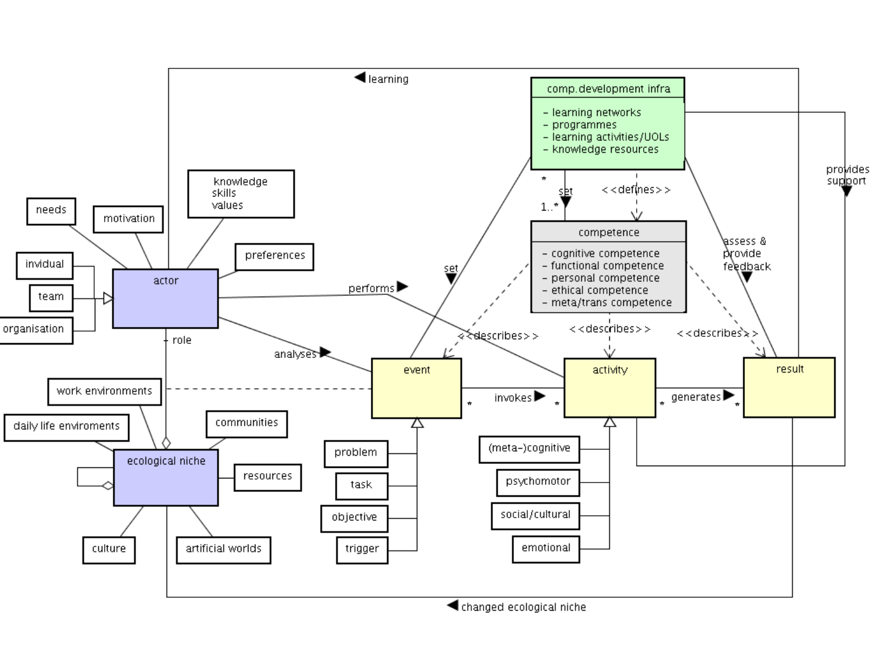learning

comp.development infra

- learning networks
- programmes
- learning activities/UOLs
- knowledge resources

provides support

knowledge
skills
values

needs

motivation

preferences

invidual

team

organisation

actor

set

<<defines>>

competence

- cognitive competence
- functional competence
- personal competence
- ethical competence
- meta/trans competence

assess & provide feedback

performs

set

role

analyses

<<describes>>

<<describes>>

<<describes>>

work environments

daily life enviroments

communities

event

invokes

activity

generates

result

ecological niche

resources

problem

task

objective

trigger

(meta-)cognitive

psychomotor

social/cultural

emotional

culture

artificial worlds

changed ecological niche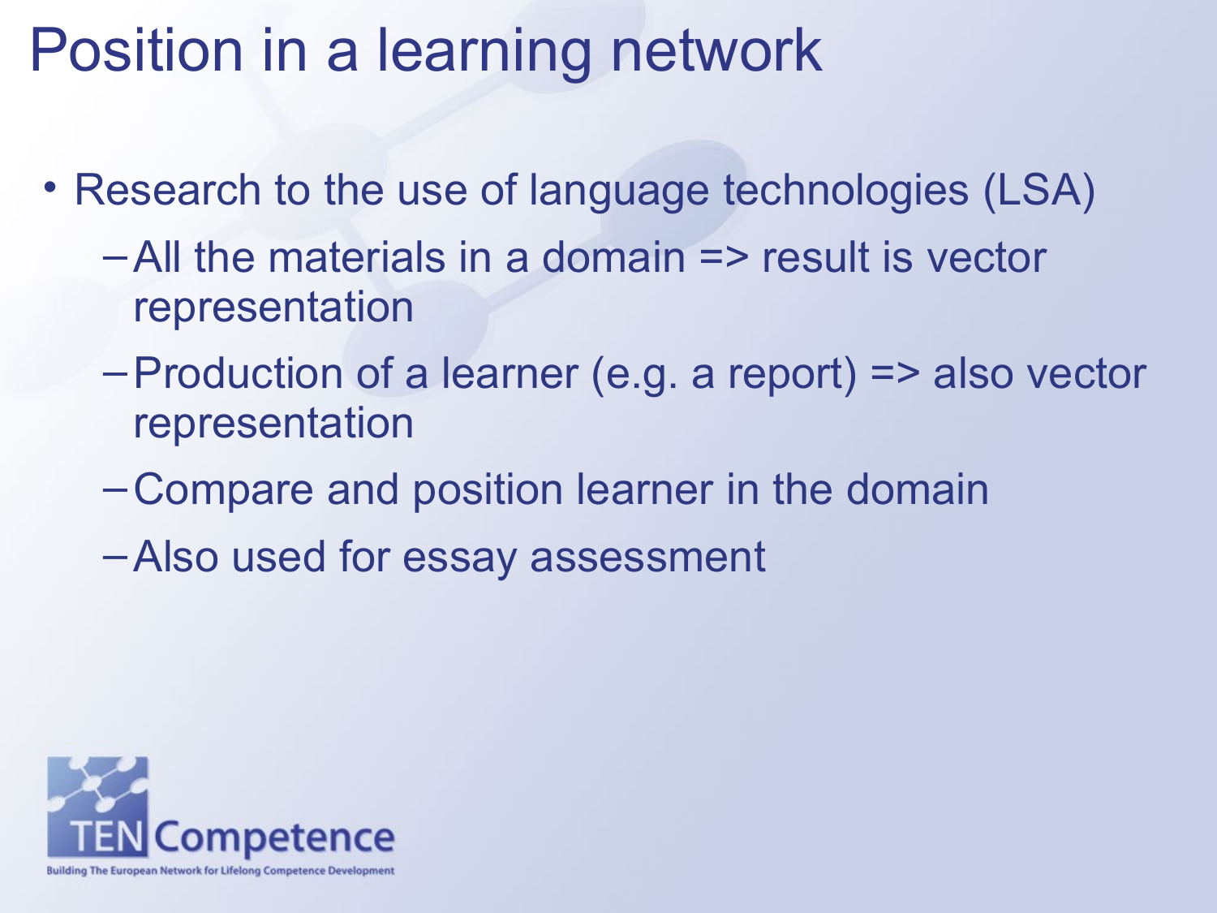# Position in a learning network

- Research to the use of language technologies (LSA)
  - All the materials in a domain => result is vector representation
  - Production of a learner (e.g. a report) => also vector representation
  - Compare and position learner in the domain
  - Also used for essay assessment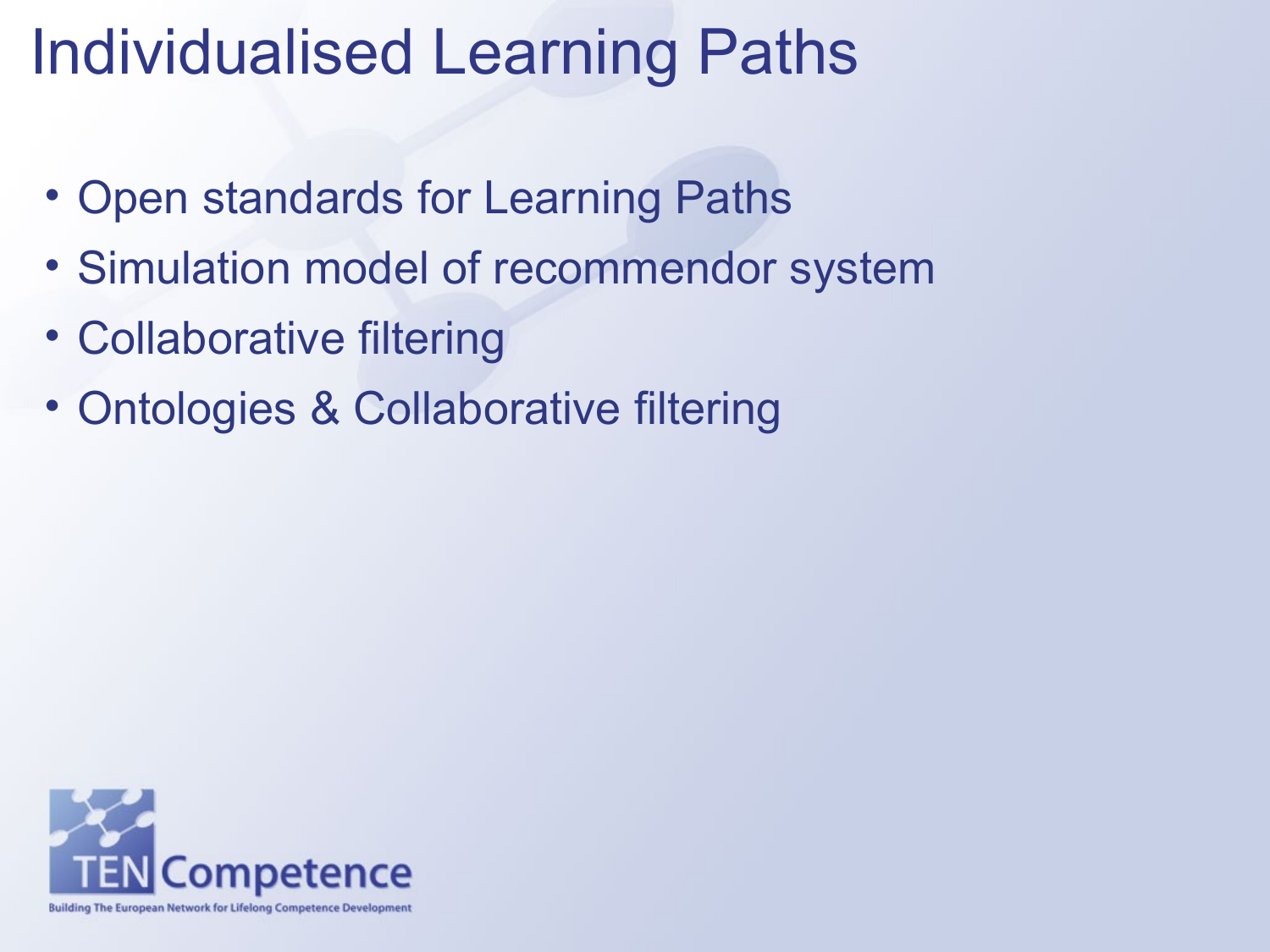# Individualised Learning Paths

- Open standards for Learning Paths
- Simulation model of recommendor system
- Collaborative filtering
- Ontologies & Collaborative filtering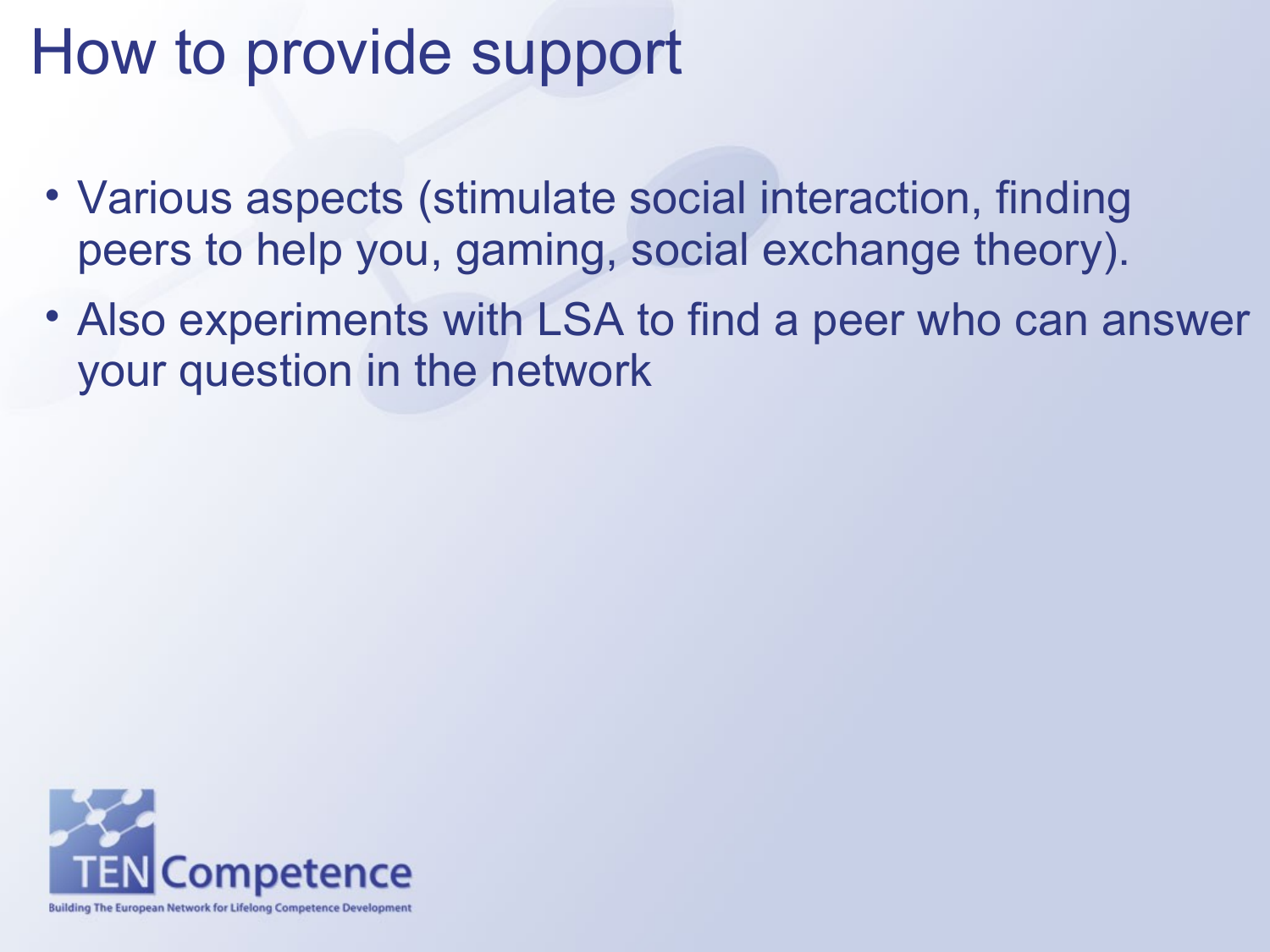# How to provide support

- Various aspects (stimulate social interaction, finding peers to help you, gaming, social exchange theory).
- Also experiments with LSA to find a peer who can answer your question in the network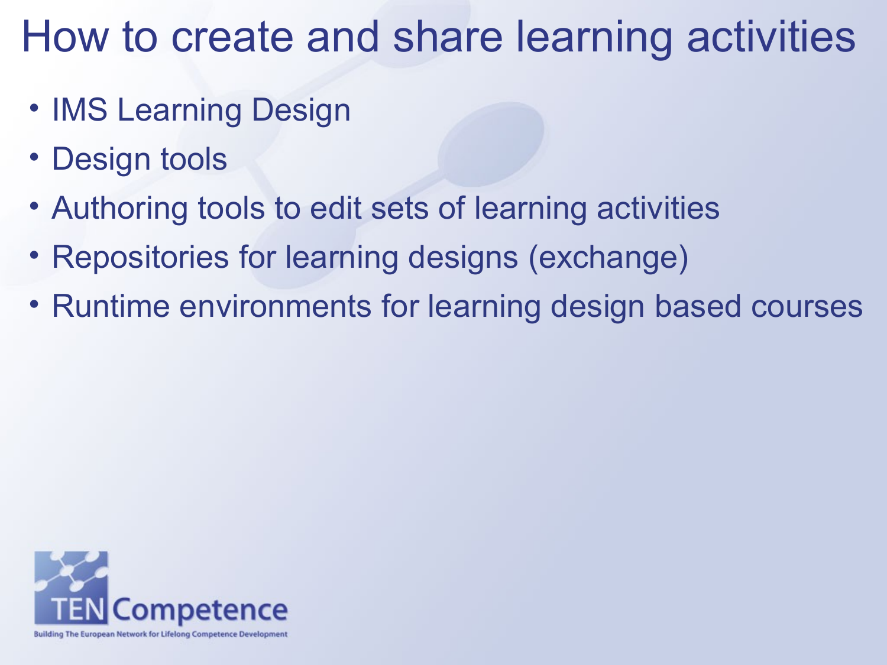# How to create and share learning activities

- IMS Learning Design
- Design tools
- Authoring tools to edit sets of learning activities
- Repositories for learning designs (exchange)
- Runtime environments for learning design based courses

TENCompetence

Building The European Network for Lifelong Competence Development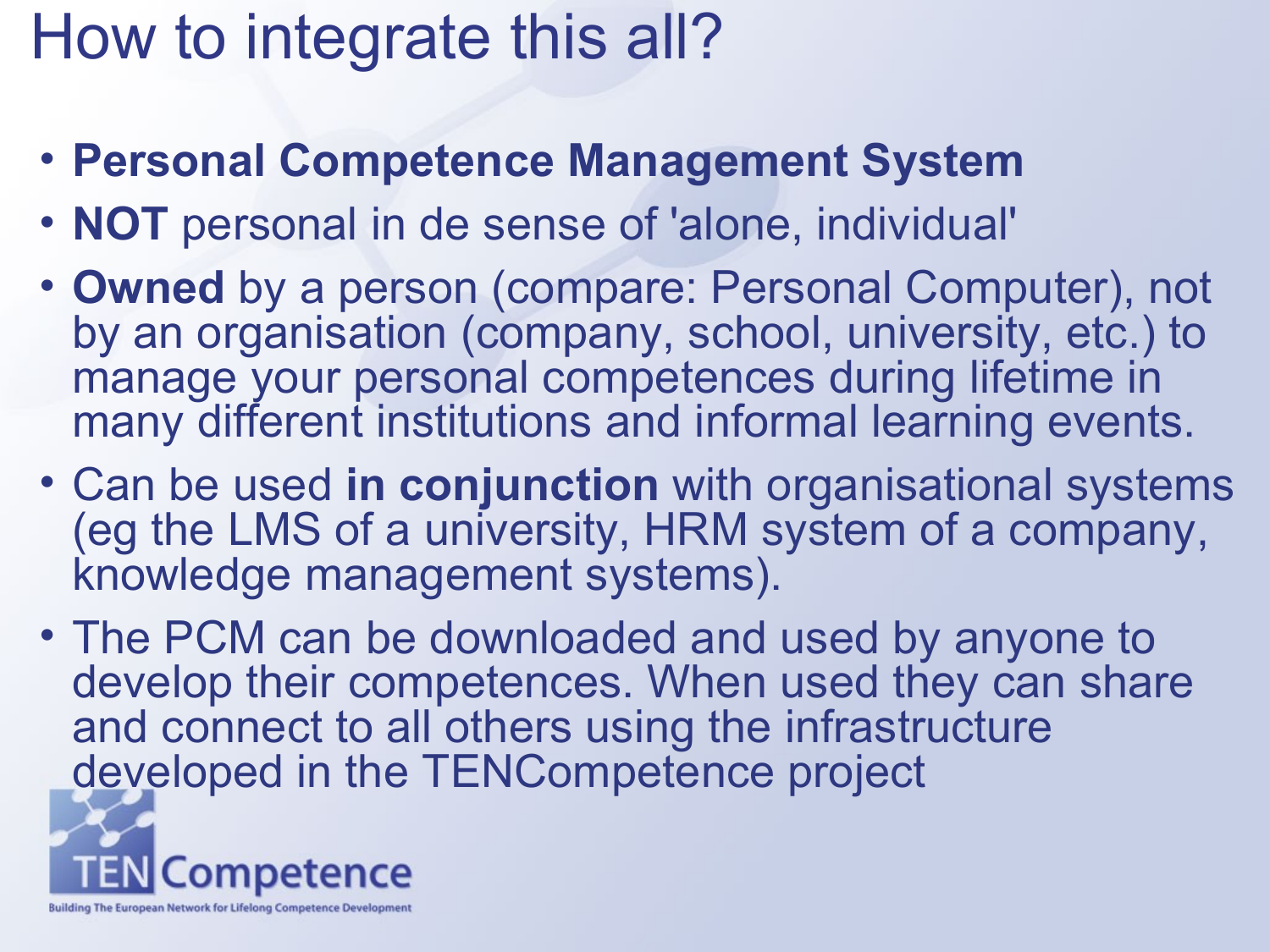# How to integrate this all?

- **Personal Competence Management System**
- **NOT** personal in de sense of 'alone, individual'
- **Owned** by a person (compare: Personal Computer), not by an organisation (company, school, university, etc.) to manage your personal competences during lifetime in many different institutions and informal learning events.
- Can be used **in conjunction** with organisational systems (eg the LMS of a university, HRM system of a company, knowledge management systems).
- The PCM can be downloaded and used by anyone to develop their competences. When used they can share and connect to all others using the infrastructure developed in the TENCompetence project

TENCompetence

Building The European Network for Lifelong Competence Development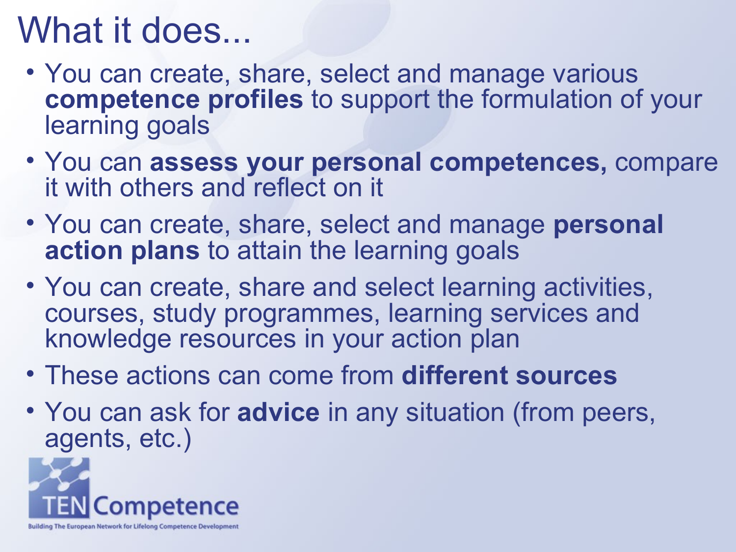# What it does...

- You can create, share, select and manage various **competence profiles** to support the formulation of your learning goals
- You can **assess your personal competences,** compare it with others and reflect on it
- You can create, share, select and manage **personal action plans** to attain the learning goals
- You can create, share and select learning activities, courses, study programmes, learning services and knowledge resources in your action plan
- These actions can come from **different sources**
- You can ask for **advice** in any situation (from peers, agents, etc.)

TENCompetence

Building The European Network for Lifelong Competence Development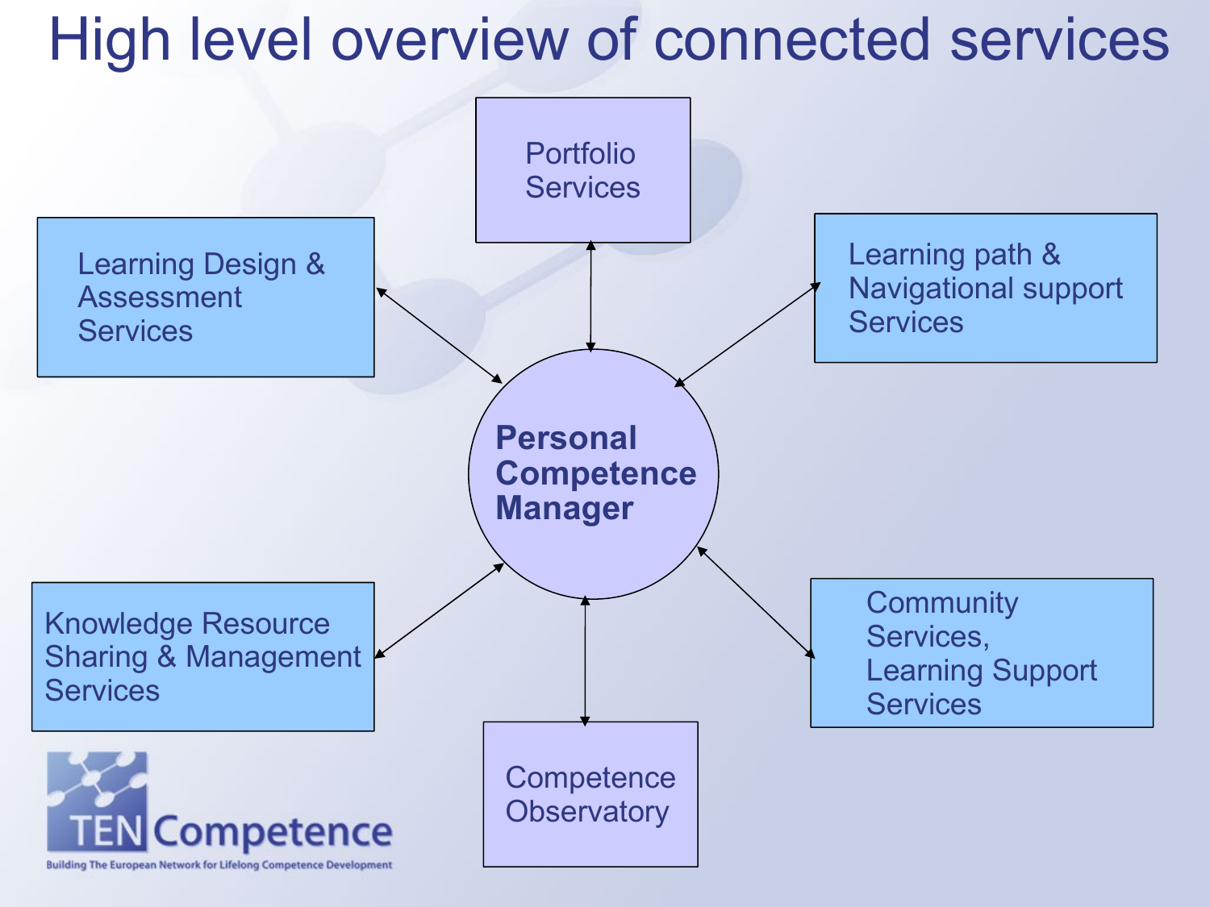# High level overview of connected services

**Personal Competence Manager**

Portfolio Services

Learning Design & Assessment Services

Learning path & Navigational support Services

Knowledge Resource Sharing & Management Services

Community Services, Learning Support Services

Competence Observatory

TENCompetence

Building The European Network for Lifelong Competence Development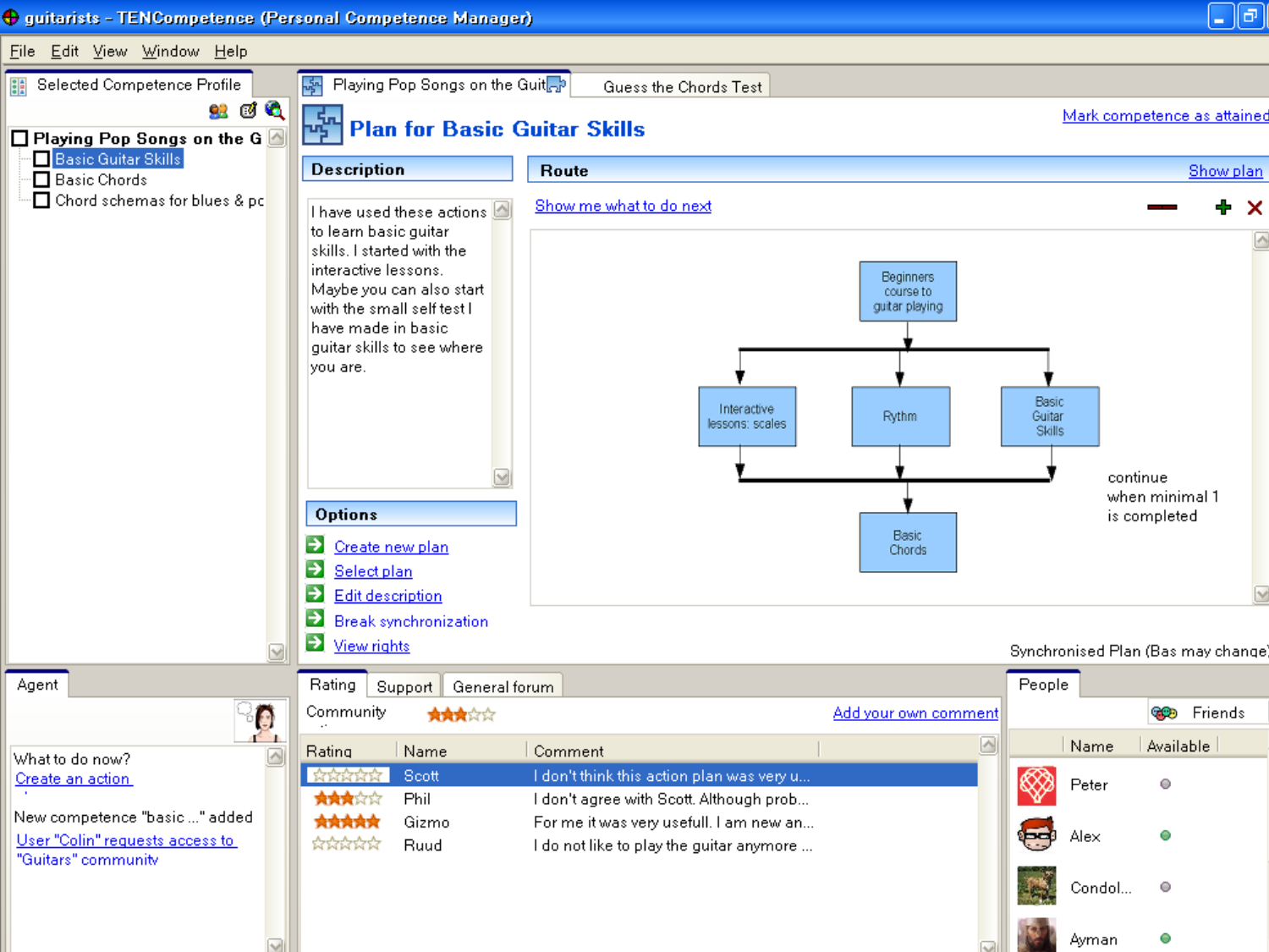guitarists - TENCompetence (Personal Competence Manager)

File Edit View Window Help

**Selected Competence Profile**

- Playing Pop Songs on the G
  - Basic Guitar Skills
  - Basic Chords
  - Chord schemas for blues & pc

Playing Pop Songs on the Guit | Guess the Chords Test

# Plan for Basic Guitar Skills

Mark competence as attained

**Description**

I have used these actions to learn basic guitar skills. I started with the interactive lessons. Maybe you can also start with the small self test I have made in basic guitar skills to see where you are.

**Options**

- Create new plan
- Select plan
- Edit description
- Break synchronization
- View rights

**Route** Show plan

Show me what to do next

Beginners course to guitar playing → Interactive lessons: scales / Rythm / Basic Guitar Skills → Basic Chords

continue when minimal 1 is completed

Synchronised Plan (Bas may change)

**Agent**

What to do now?
Create an action

New competence "basic ..." added
User "Colin" requests access to "Guitars" community

**Rating** | Support | General forum

Community ★★★☆☆ Add your own comment

| Rating | Name | Comment |
|---|---|---|
| ☆☆☆☆☆ | Scott | I don't think this action plan was very u... |
| ★★★☆☆ | Phil | I don't agree with Scott. Although prob... |
| ★★★★★ | Gizmo | For me it was very usefull. I am new an... |
| ☆☆☆☆☆ | Ruud | I do not like to play the guitar anymore ... |

**People**

Friends

| Name | Available |
|---|---|
| Peter | |
| Alex | |
| Condol... | |
| Ayman | |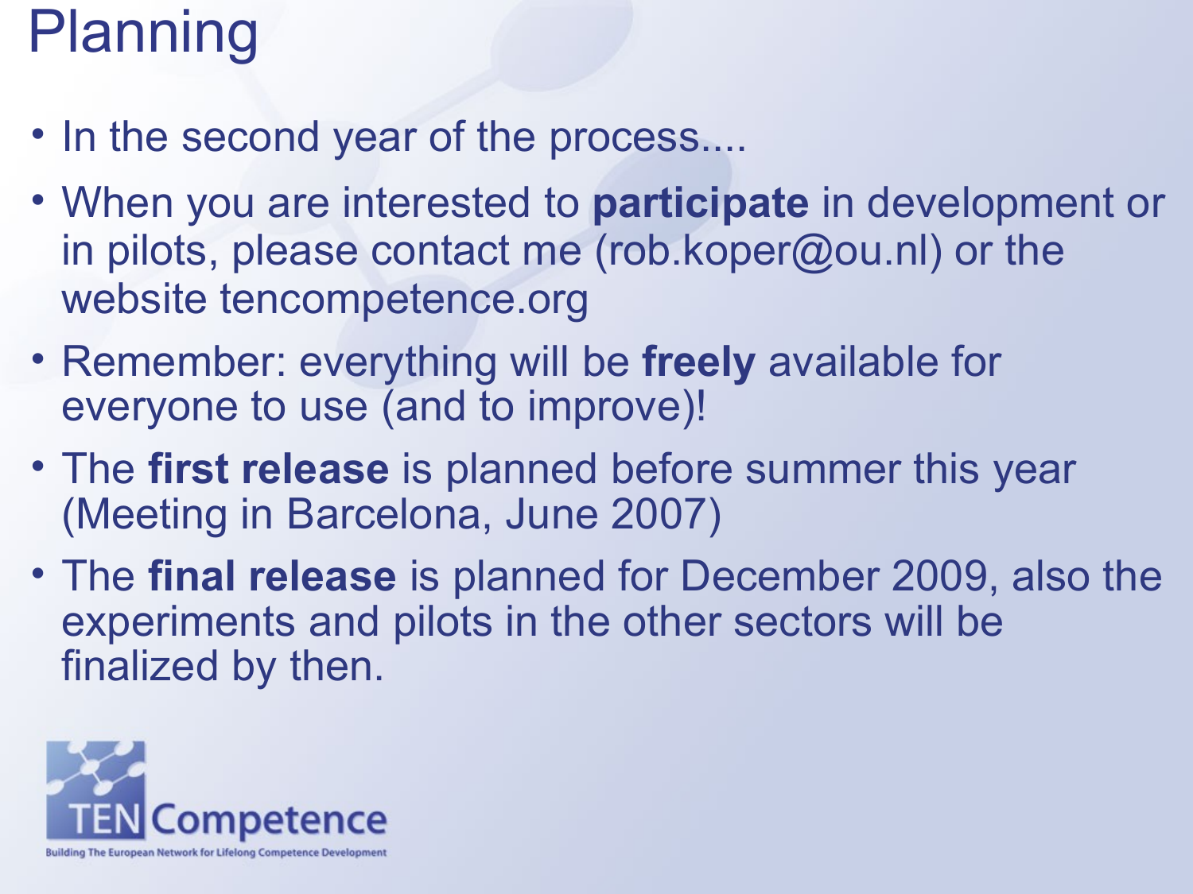# Planning

- In the second year of the process....
- When you are interested to **participate** in development or in pilots, please contact me (rob.koper@ou.nl) or the website tencompetence.org
- Remember: everything will be **freely** available for everyone to use (and to improve)!
- The **first release** is planned before summer this year (Meeting in Barcelona, June 2007)
- The **final release** is planned for December 2009, also the experiments and pilots in the other sectors will be finalized by then.

TENCompetence

Building The European Network for Lifelong Competence Development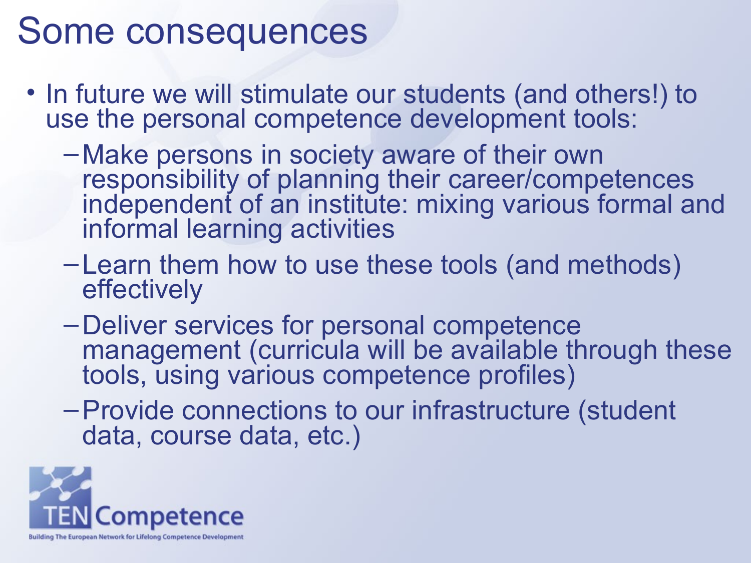# Some consequences

- In future we will stimulate our students (and others!) to use the personal competence development tools:
  - Make persons in society aware of their own responsibility of planning their career/competences independent of an institute: mixing various formal and informal learning activities
  - Learn them how to use these tools (and methods) effectively
  - Deliver services for personal competence management (curricula will be available through these tools, using various competence profiles)
  - Provide connections to our infrastructure (student data, course data, etc.)

TEN Competence

Building The European Network for Lifelong Competence Development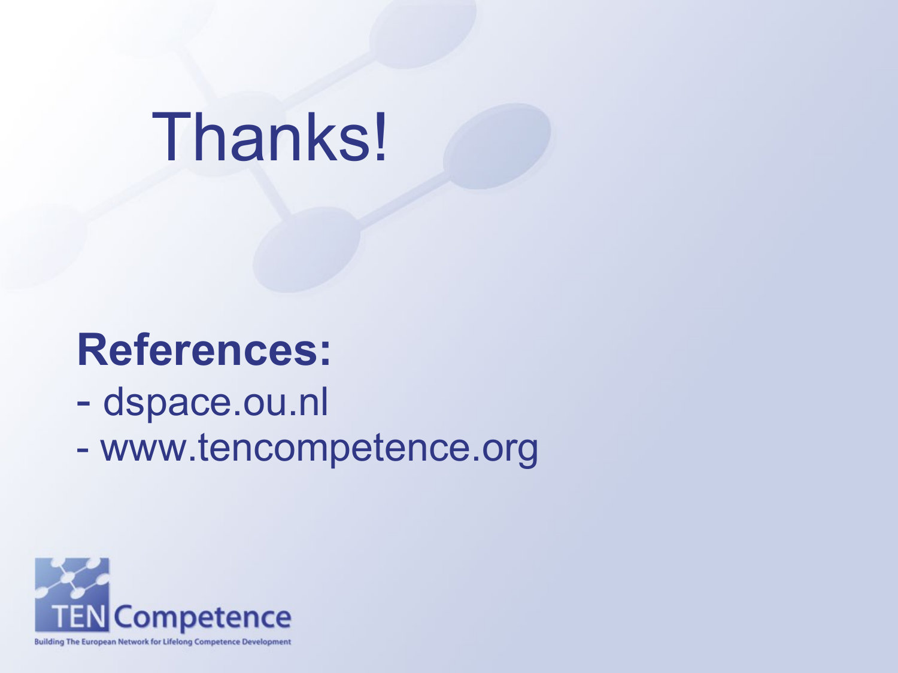# Thanks!

**References:**

- dspace.ou.nl
- www.tencompetence.org

TEN Competence

Building The European Network for Lifelong Competence Development